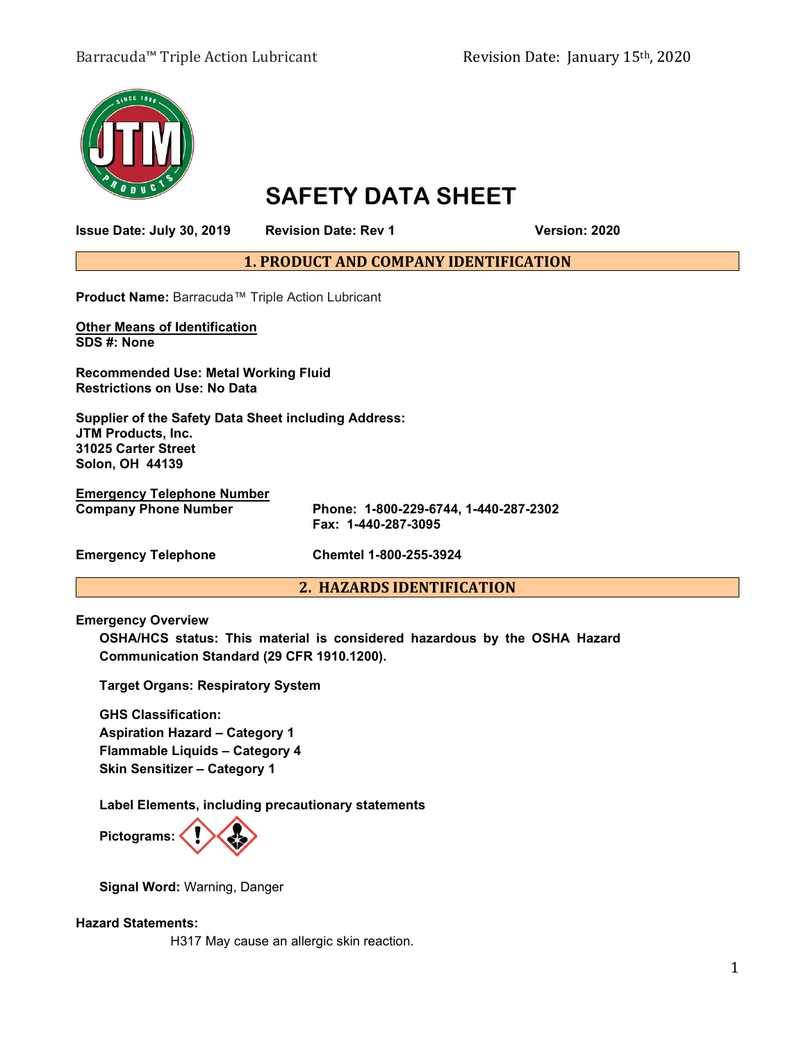# SAFETY DATA SHEET

**Issue Date: July 30, 2019** **Revision Date: Rev 1** **Version: 2020**

## 1. PRODUCT AND COMPANY IDENTIFICATION

**Product Name:** Barracuda™ Triple Action Lubricant

**Other Means of Identification**
**SDS #: None**

**Recommended Use: Metal Working Fluid**
**Restrictions on Use: No Data**

**Supplier of the Safety Data Sheet including Address:**
**JTM Products, Inc.**
**31025 Carter Street**
**Solon, OH 44139**

**Emergency Telephone Number**

| | |
|---|---|
| **Company Phone Number** | **Phone: 1-800-229-6744, 1-440-287-2302** <br> **Fax: 1-440-287-3095** |
| **Emergency Telephone** | **Chemtel 1-800-255-3924** |

## 2. HAZARDS IDENTIFICATION

**Emergency Overview**

**OSHA/HCS status: This material is considered hazardous by the OSHA Hazard Communication Standard (29 CFR 1910.1200).**

**Target Organs: Respiratory System**

**GHS Classification:**
**Aspiration Hazard – Category 1**
**Flammable Liquids – Category 4**
**Skin Sensitizer – Category 1**

**Label Elements, including precautionary statements**

**Pictograms:**

**Signal Word:** Warning, Danger

**Hazard Statements:**

H317 May cause an allergic skin reaction.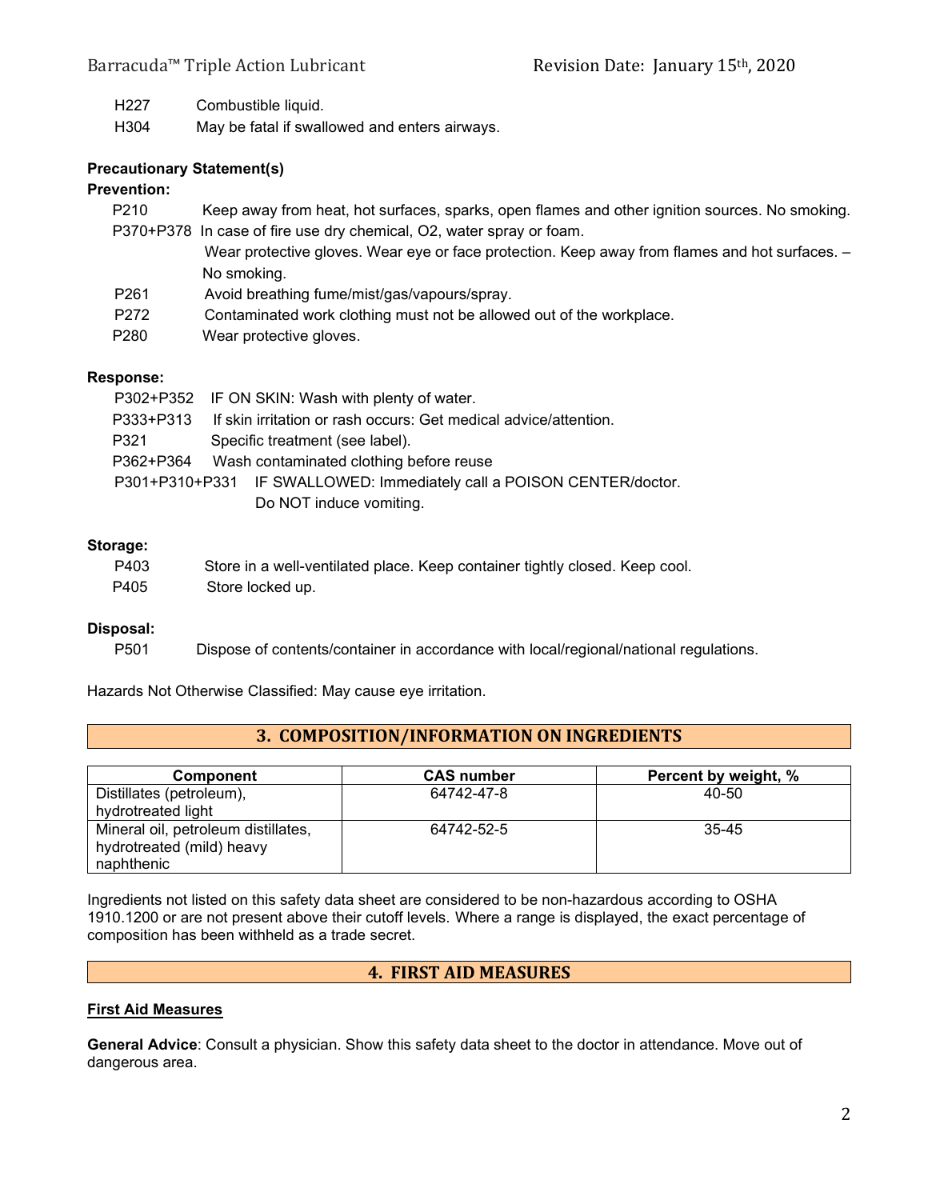H227 Combustible liquid.

H304 May be fatal if swallowed and enters airways.

**Precautionary Statement(s)**

**Prevention:**

P210 Keep away from heat, hot surfaces, sparks, open flames and other ignition sources. No smoking.

P370+P378 In case of fire use dry chemical, O2, water spray or foam.

Wear protective gloves. Wear eye or face protection. Keep away from flames and hot surfaces. – No smoking.

P261 Avoid breathing fume/mist/gas/vapours/spray.

P272 Contaminated work clothing must not be allowed out of the workplace.

P280 Wear protective gloves.

**Response:**

P302+P352 IF ON SKIN: Wash with plenty of water.

P333+P313 If skin irritation or rash occurs: Get medical advice/attention.

P321 Specific treatment (see label).

P362+P364 Wash contaminated clothing before reuse

P301+P310+P331 IF SWALLOWED: Immediately call a POISON CENTER/doctor. Do NOT induce vomiting.

**Storage:**

P403 Store in a well-ventilated place. Keep container tightly closed. Keep cool.

P405 Store locked up.

**Disposal:**

P501 Dispose of contents/container in accordance with local/regional/national regulations.

Hazards Not Otherwise Classified: May cause eye irritation.

## 3. COMPOSITION/INFORMATION ON INGREDIENTS

| Component | CAS number | Percent by weight, % |
|---|---|---|
| Distillates (petroleum), hydrotreated light | 64742-47-8 | 40-50 |
| Mineral oil, petroleum distillates, hydrotreated (mild) heavy naphthenic | 64742-52-5 | 35-45 |

Ingredients not listed on this safety data sheet are considered to be non-hazardous according to OSHA 1910.1200 or are not present above their cutoff levels. Where a range is displayed, the exact percentage of composition has been withheld as a trade secret.

## 4. FIRST AID MEASURES

**First Aid Measures**

**General Advice**: Consult a physician. Show this safety data sheet to the doctor in attendance. Move out of dangerous area.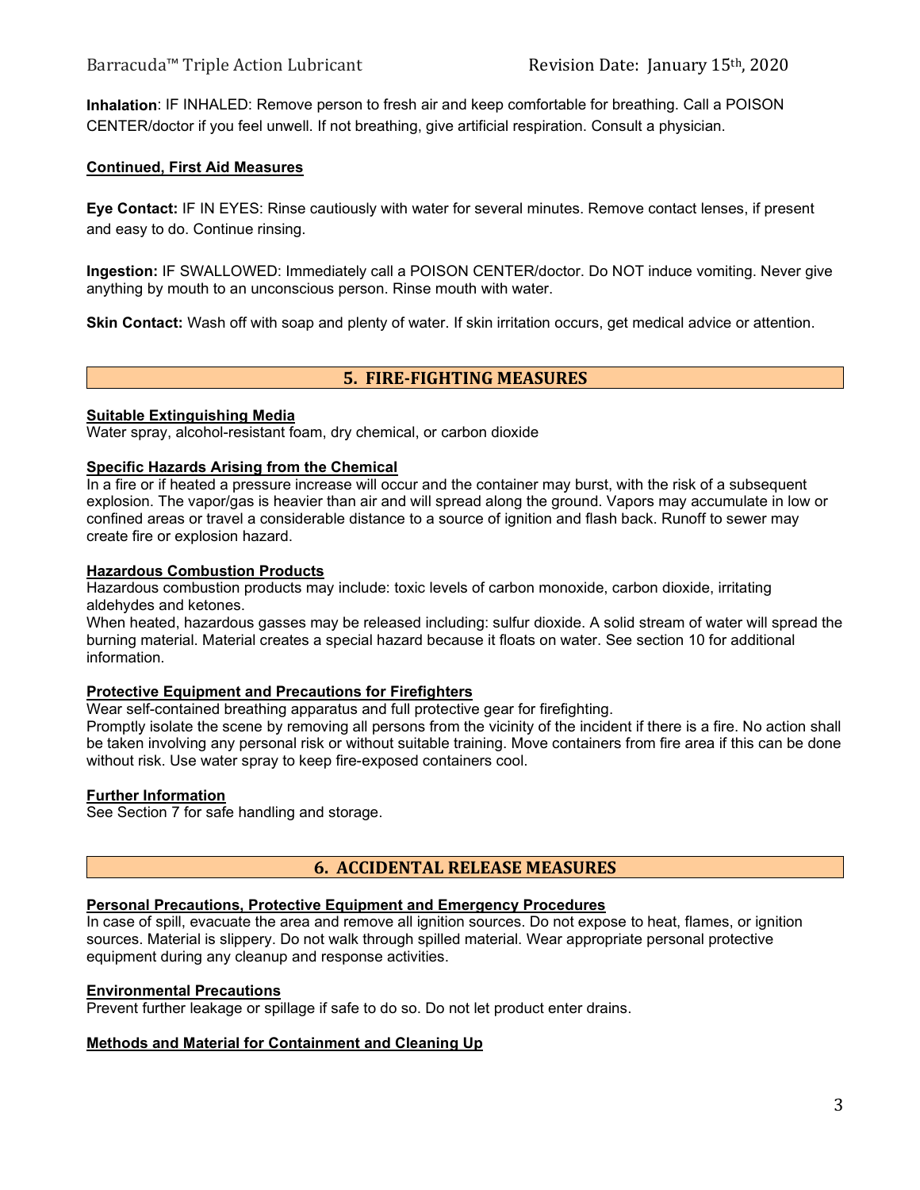**Inhalation**: IF INHALED: Remove person to fresh air and keep comfortable for breathing. Call a POISON CENTER/doctor if you feel unwell. If not breathing, give artificial respiration. Consult a physician.

**Continued, First Aid Measures**

**Eye Contact:** IF IN EYES: Rinse cautiously with water for several minutes. Remove contact lenses, if present and easy to do. Continue rinsing.

**Ingestion:** IF SWALLOWED: Immediately call a POISON CENTER/doctor. Do NOT induce vomiting. Never give anything by mouth to an unconscious person. Rinse mouth with water.

**Skin Contact:** Wash off with soap and plenty of water. If skin irritation occurs, get medical advice or attention.

## 5. FIRE-FIGHTING MEASURES

**Suitable Extinguishing Media**

Water spray, alcohol-resistant foam, dry chemical, or carbon dioxide

**Specific Hazards Arising from the Chemical**

In a fire or if heated a pressure increase will occur and the container may burst, with the risk of a subsequent explosion. The vapor/gas is heavier than air and will spread along the ground. Vapors may accumulate in low or confined areas or travel a considerable distance to a source of ignition and flash back. Runoff to sewer may create fire or explosion hazard.

**Hazardous Combustion Products**

Hazardous combustion products may include: toxic levels of carbon monoxide, carbon dioxide, irritating aldehydes and ketones.

When heated, hazardous gasses may be released including: sulfur dioxide. A solid stream of water will spread the burning material. Material creates a special hazard because it floats on water. See section 10 for additional information.

**Protective Equipment and Precautions for Firefighters**

Wear self-contained breathing apparatus and full protective gear for firefighting.

Promptly isolate the scene by removing all persons from the vicinity of the incident if there is a fire. No action shall be taken involving any personal risk or without suitable training. Move containers from fire area if this can be done without risk. Use water spray to keep fire-exposed containers cool.

**Further Information**

See Section 7 for safe handling and storage.

## 6. ACCIDENTAL RELEASE MEASURES

**Personal Precautions, Protective Equipment and Emergency Procedures**

In case of spill, evacuate the area and remove all ignition sources. Do not expose to heat, flames, or ignition sources. Material is slippery. Do not walk through spilled material. Wear appropriate personal protective equipment during any cleanup and response activities.

**Environmental Precautions**

Prevent further leakage or spillage if safe to do so. Do not let product enter drains.

**Methods and Material for Containment and Cleaning Up**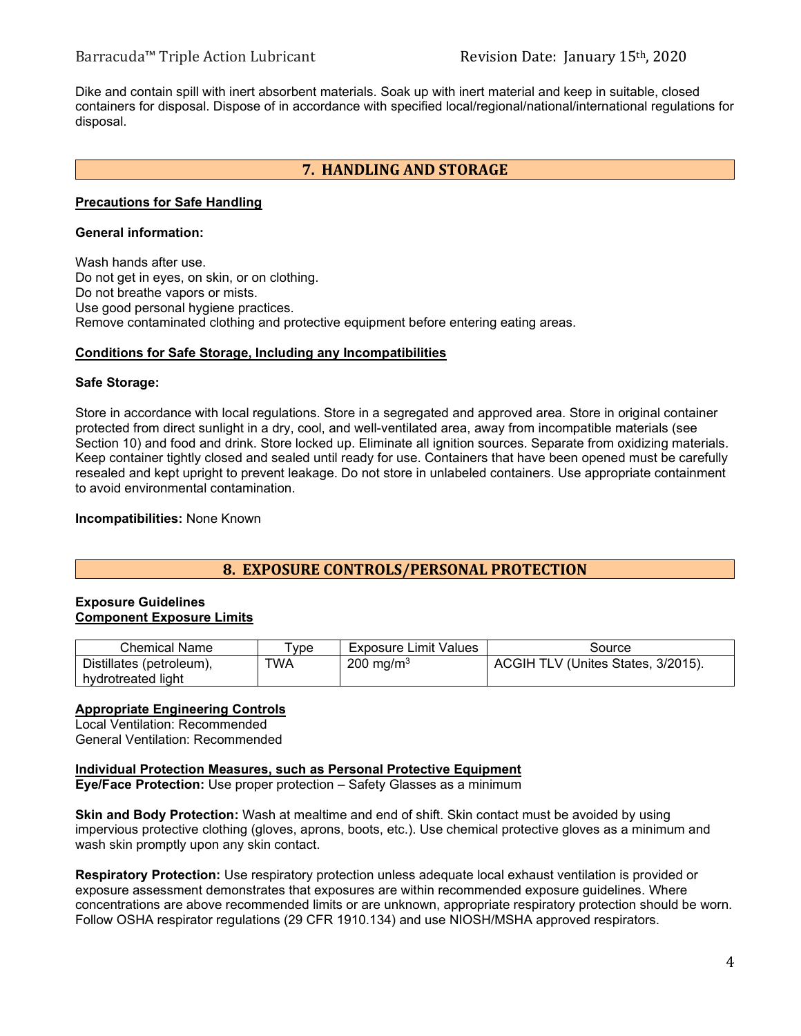Dike and contain spill with inert absorbent materials. Soak up with inert material and keep in suitable, closed containers for disposal. Dispose of in accordance with specified local/regional/national/international regulations for disposal.

## 7. HANDLING AND STORAGE

**Precautions for Safe Handling**

**General information:**

Wash hands after use.
Do not get in eyes, on skin, or on clothing.
Do not breathe vapors or mists.
Use good personal hygiene practices.
Remove contaminated clothing and protective equipment before entering eating areas.

**Conditions for Safe Storage, Including any Incompatibilities**

**Safe Storage:**

Store in accordance with local regulations. Store in a segregated and approved area. Store in original container protected from direct sunlight in a dry, cool, and well-ventilated area, away from incompatible materials (see Section 10) and food and drink. Store locked up. Eliminate all ignition sources. Separate from oxidizing materials. Keep container tightly closed and sealed until ready for use. Containers that have been opened must be carefully resealed and kept upright to prevent leakage. Do not store in unlabeled containers. Use appropriate containment to avoid environmental contamination.

**Incompatibilities:** None Known

## 8. EXPOSURE CONTROLS/PERSONAL PROTECTION

**Exposure Guidelines**
**Component Exposure Limits**

| Chemical Name | Type | Exposure Limit Values | Source |
|---|---|---|---|
| Distillates (petroleum), hydrotreated light | TWA | 200 mg/m$^3$ | ACGIH TLV (Unites States, 3/2015). |

**Appropriate Engineering Controls**
Local Ventilation: Recommended
General Ventilation: Recommended

**Individual Protection Measures, such as Personal Protective Equipment**
**Eye/Face Protection:** Use proper protection – Safety Glasses as a minimum

**Skin and Body Protection:** Wash at mealtime and end of shift. Skin contact must be avoided by using impervious protective clothing (gloves, aprons, boots, etc.). Use chemical protective gloves as a minimum and wash skin promptly upon any skin contact.

**Respiratory Protection:** Use respiratory protection unless adequate local exhaust ventilation is provided or exposure assessment demonstrates that exposures are within recommended exposure guidelines. Where concentrations are above recommended limits or are unknown, appropriate respiratory protection should be worn. Follow OSHA respirator regulations (29 CFR 1910.134) and use NIOSH/MSHA approved respirators.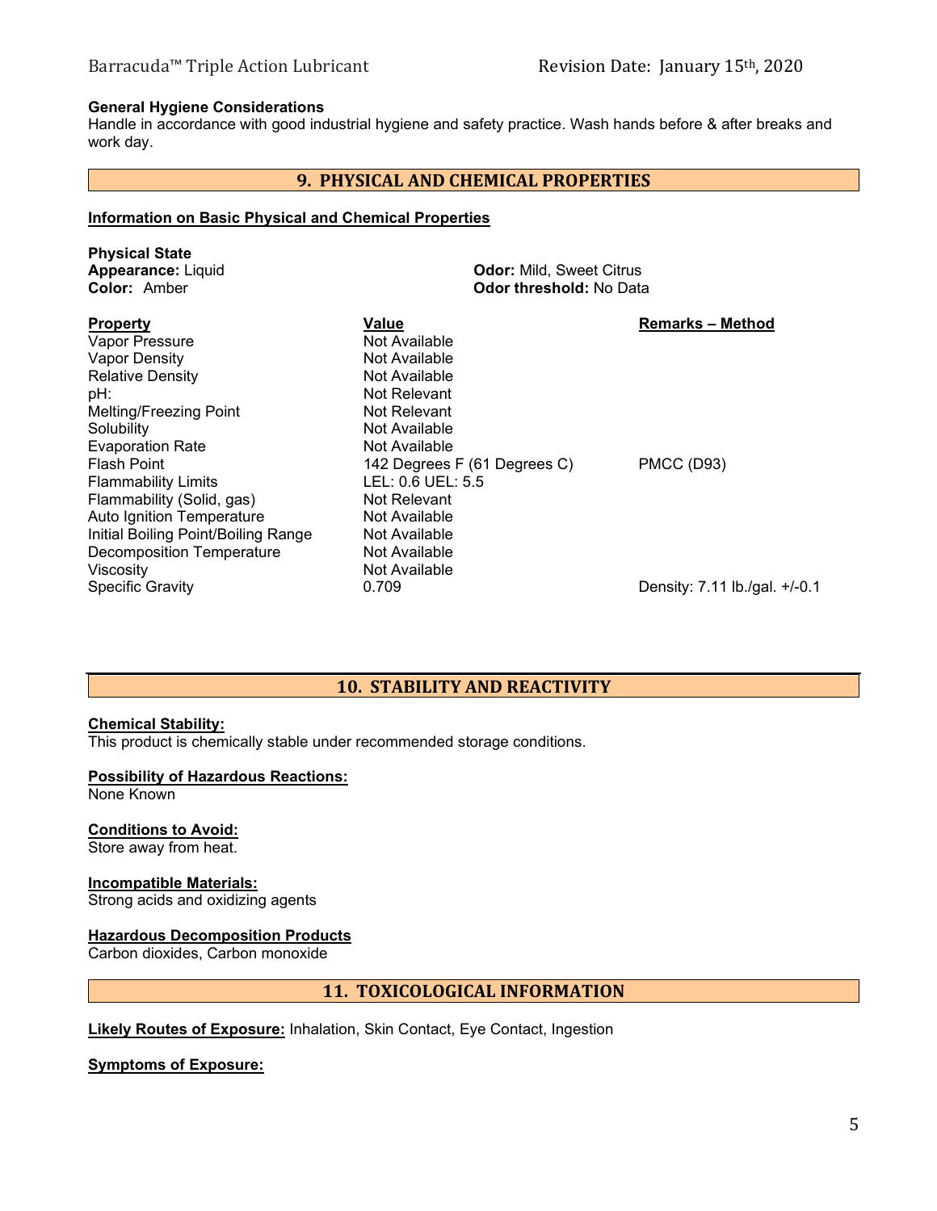**General Hygiene Considerations**
Handle in accordance with good industrial hygiene and safety practice. Wash hands before & after breaks and work day.

## 9. PHYSICAL AND CHEMICAL PROPERTIES

**Information on Basic Physical and Chemical Properties**

**Physical State**
**Appearance:** Liquid
**Color:** Amber

**Odor:** Mild, Sweet Citrus
**Odor threshold:** No Data

| Property | Value | Remarks – Method |
|---|---|---|
| Vapor Pressure | Not Available | |
| Vapor Density | Not Available | |
| Relative Density | Not Available | |
| pH: | Not Relevant | |
| Melting/Freezing Point | Not Relevant | |
| Solubility | Not Available | |
| Evaporation Rate | Not Available | |
| Flash Point | 142 Degrees F (61 Degrees C) | PMCC (D93) |
| Flammability Limits | LEL: 0.6 UEL: 5.5 | |
| Flammability (Solid, gas) | Not Relevant | |
| Auto Ignition Temperature | Not Available | |
| Initial Boiling Point/Boiling Range | Not Available | |
| Decomposition Temperature | Not Available | |
| Viscosity | Not Available | |
| Specific Gravity | 0.709 | Density: 7.11 lb./gal. +/-0.1 |

## 10. STABILITY AND REACTIVITY

**Chemical Stability:**
This product is chemically stable under recommended storage conditions.

**Possibility of Hazardous Reactions:**
None Known

**Conditions to Avoid:**
Store away from heat.

**Incompatible Materials:**
Strong acids and oxidizing agents

**Hazardous Decomposition Products**
Carbon dioxides, Carbon monoxide

## 11. TOXICOLOGICAL INFORMATION

**Likely Routes of Exposure:** Inhalation, Skin Contact, Eye Contact, Ingestion

**Symptoms of Exposure:**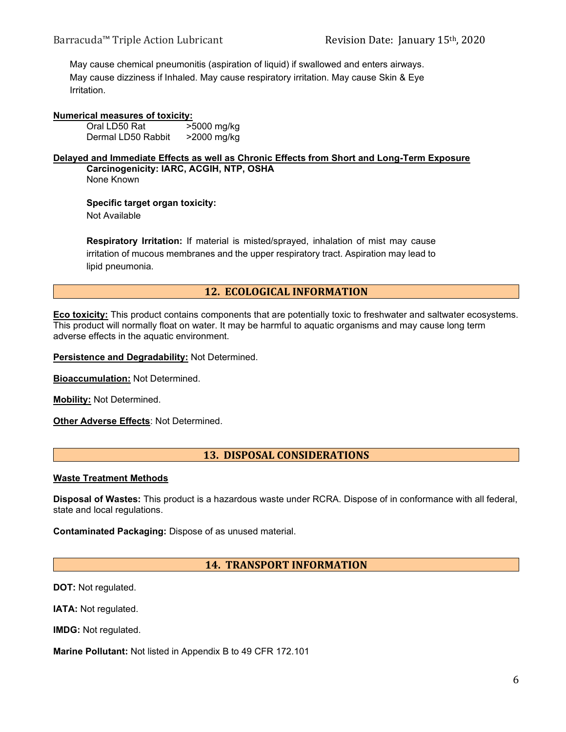May cause chemical pneumonitis (aspiration of liquid) if swallowed and enters airways. May cause dizziness if Inhaled. May cause respiratory irritation. May cause Skin & Eye Irritation.

**Numerical measures of toxicity:**

| | |
|---|---|
| Oral LD50 Rat | >5000 mg/kg |
| Dermal LD50 Rabbit | >2000 mg/kg |

**Delayed and Immediate Effects as well as Chronic Effects from Short and Long-Term Exposure**

**Carcinogenicity: IARC, ACGIH, NTP, OSHA**
None Known

**Specific target organ toxicity:**
Not Available

**Respiratory Irritation:** If material is misted/sprayed, inhalation of mist may cause irritation of mucous membranes and the upper respiratory tract. Aspiration may lead to lipid pneumonia.

## 12. ECOLOGICAL INFORMATION

**Eco toxicity:** This product contains components that are potentially toxic to freshwater and saltwater ecosystems. This product will normally float on water. It may be harmful to aquatic organisms and may cause long term adverse effects in the aquatic environment.

**Persistence and Degradability:** Not Determined.

**Bioaccumulation:** Not Determined.

**Mobility:** Not Determined.

**Other Adverse Effects**: Not Determined.

## 13. DISPOSAL CONSIDERATIONS

**Waste Treatment Methods**

**Disposal of Wastes:** This product is a hazardous waste under RCRA. Dispose of in conformance with all federal, state and local regulations.

**Contaminated Packaging:** Dispose of as unused material.

## 14. TRANSPORT INFORMATION

**DOT:** Not regulated.

**IATA:** Not regulated.

**IMDG:** Not regulated.

**Marine Pollutant:** Not listed in Appendix B to 49 CFR 172.101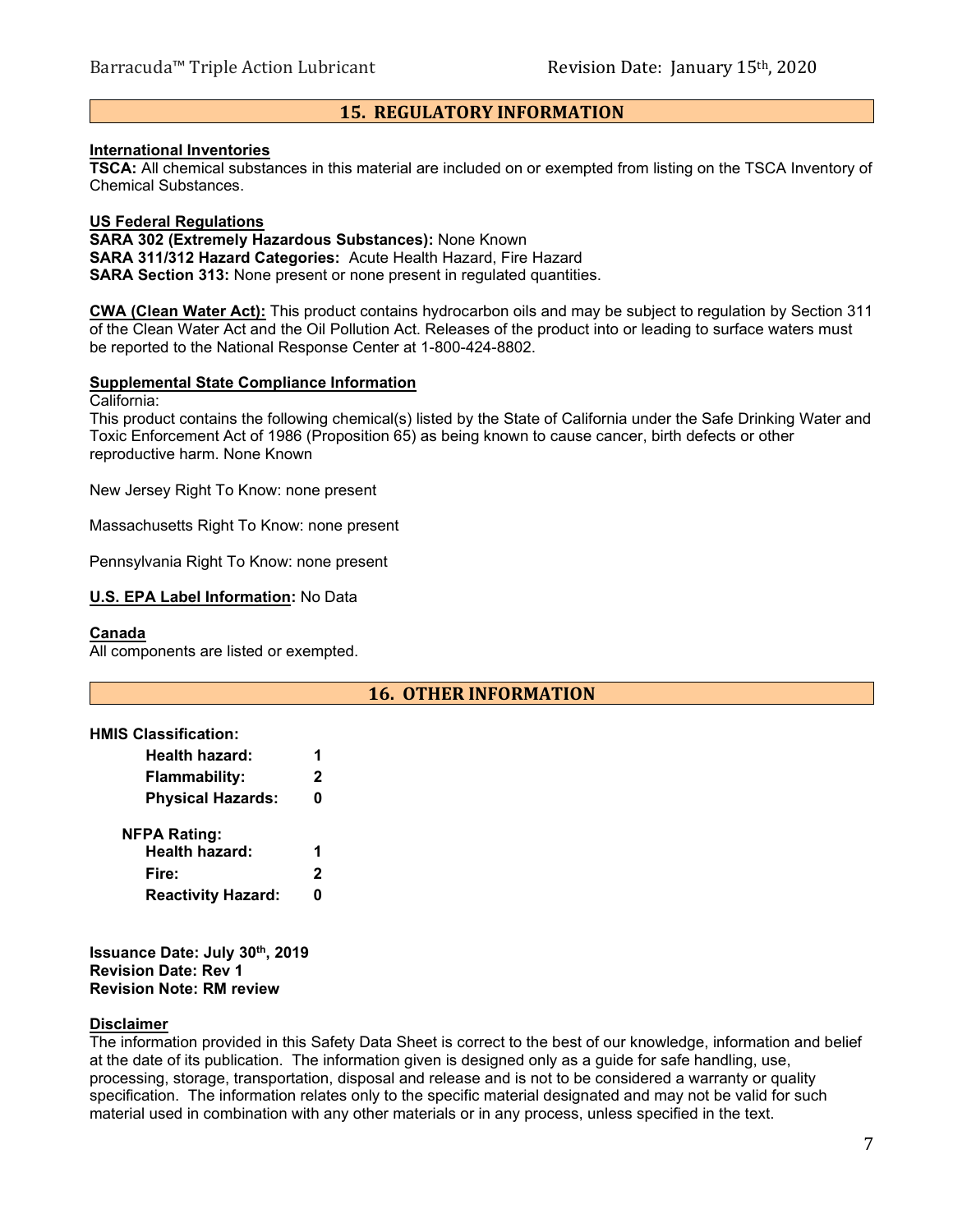## 15. REGULATORY INFORMATION

**International Inventories**

**TSCA:** All chemical substances in this material are included on or exempted from listing on the TSCA Inventory of Chemical Substances.

**US Federal Regulations**

**SARA 302 (Extremely Hazardous Substances):** None Known
**SARA 311/312 Hazard Categories:** Acute Health Hazard, Fire Hazard
**SARA Section 313:** None present or none present in regulated quantities.

**CWA (Clean Water Act):** This product contains hydrocarbon oils and may be subject to regulation by Section 311 of the Clean Water Act and the Oil Pollution Act. Releases of the product into or leading to surface waters must be reported to the National Response Center at 1-800-424-8802.

**Supplemental State Compliance Information**

California:

This product contains the following chemical(s) listed by the State of California under the Safe Drinking Water and Toxic Enforcement Act of 1986 (Proposition 65) as being known to cause cancer, birth defects or other reproductive harm. None Known

New Jersey Right To Know: none present

Massachusetts Right To Know: none present

Pennsylvania Right To Know: none present

**U.S. EPA Label Information:** No Data

**Canada**

All components are listed or exempted.

## 16. OTHER INFORMATION

**HMIS Classification:**

| | |
|---|---|
| **Health hazard:** | **1** |
| **Flammability:** | **2** |
| **Physical Hazards:** | **0** |

**NFPA Rating:**

| | |
|---|---|
| **Health hazard:** | **1** |
| **Fire:** | **2** |
| **Reactivity Hazard:** | **0** |

**Issuance Date: July 30th, 2019**
**Revision Date: Rev 1**
**Revision Note: RM review**

**Disclaimer**

The information provided in this Safety Data Sheet is correct to the best of our knowledge, information and belief at the date of its publication. The information given is designed only as a guide for safe handling, use, processing, storage, transportation, disposal and release and is not to be considered a warranty or quality specification. The information relates only to the specific material designated and may not be valid for such material used in combination with any other materials or in any process, unless specified in the text.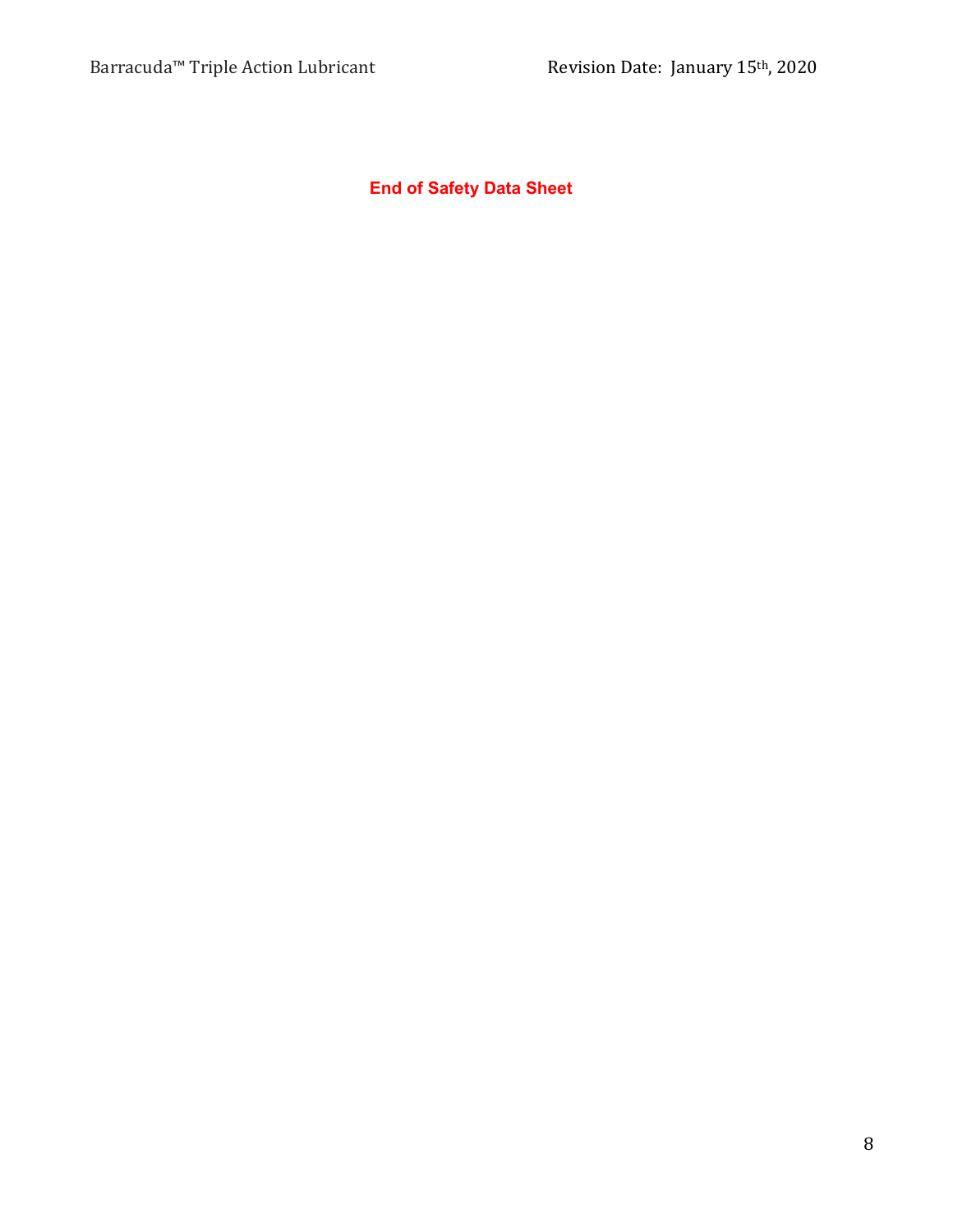**End of Safety Data Sheet**